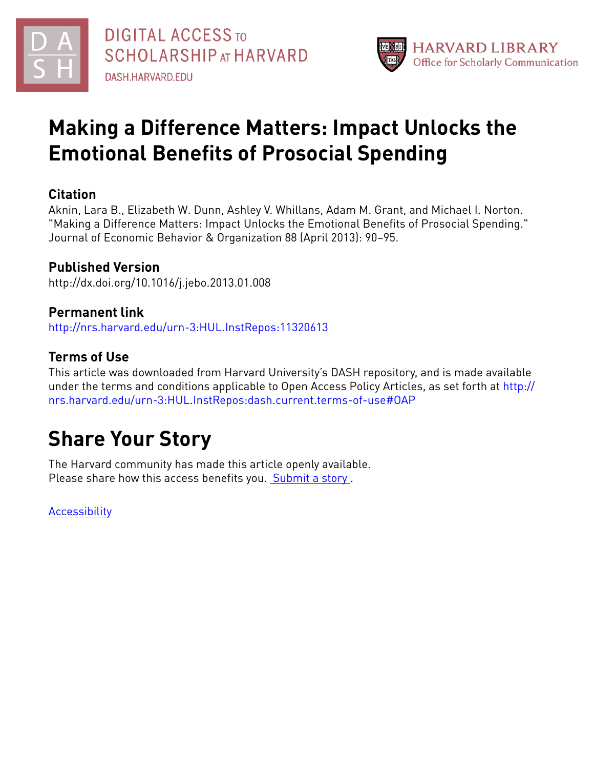DIGITAL ACCESS TO SCHOLARSHIP AT HARVARD
DASH.HARVARD.EDU

HARVARD LIBRARY
Office for Scholarly Communication

# Making a Difference Matters: Impact Unlocks the Emotional Benefits of Prosocial Spending

## Citation

Aknin, Lara B., Elizabeth W. Dunn, Ashley V. Whillans, Adam M. Grant, and Michael I. Norton. "Making a Difference Matters: Impact Unlocks the Emotional Benefits of Prosocial Spending." Journal of Economic Behavior & Organization 88 (April 2013): 90–95.

## Published Version

http://dx.doi.org/10.1016/j.jebo.2013.01.008

## Permanent link

http://nrs.harvard.edu/urn-3:HUL.InstRepos:11320613

## Terms of Use

This article was downloaded from Harvard University's DASH repository, and is made available under the terms and conditions applicable to Open Access Policy Articles, as set forth at http://nrs.harvard.edu/urn-3:HUL.InstRepos:dash.current.terms-of-use#OAP

# Share Your Story

The Harvard community has made this article openly available.
Please share how this access benefits you. Submit a story .

Accessibility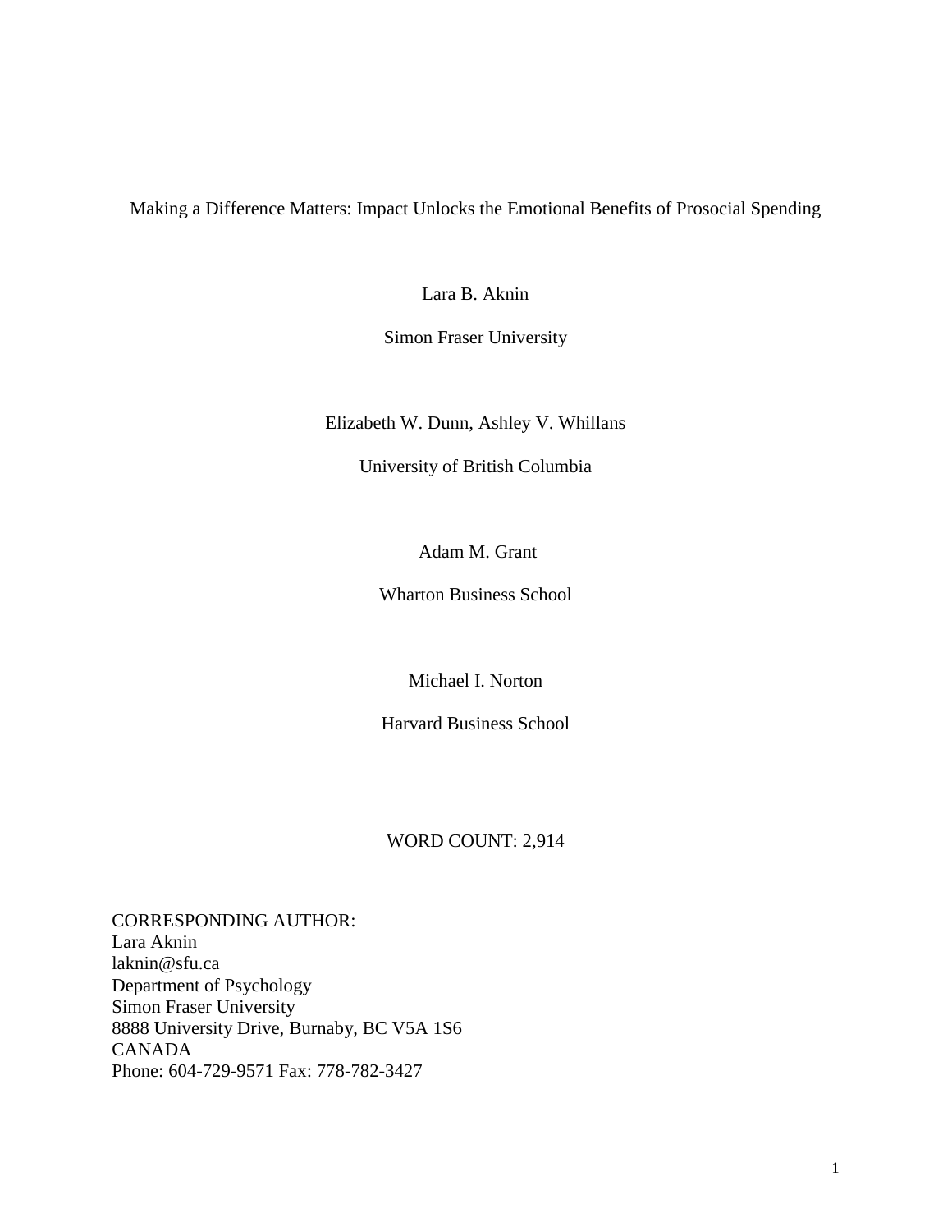# Making a Difference Matters: Impact Unlocks the Emotional Benefits of Prosocial Spending

Lara B. Aknin

Simon Fraser University

Elizabeth W. Dunn, Ashley V. Whillans

University of British Columbia

Adam M. Grant

Wharton Business School

Michael I. Norton

Harvard Business School

WORD COUNT: 2,914

CORRESPONDING AUTHOR:
Lara Aknin
laknin@sfu.ca
Department of Psychology
Simon Fraser University
8888 University Drive, Burnaby, BC V5A 1S6
CANADA
Phone: 604-729-9571 Fax: 778-782-3427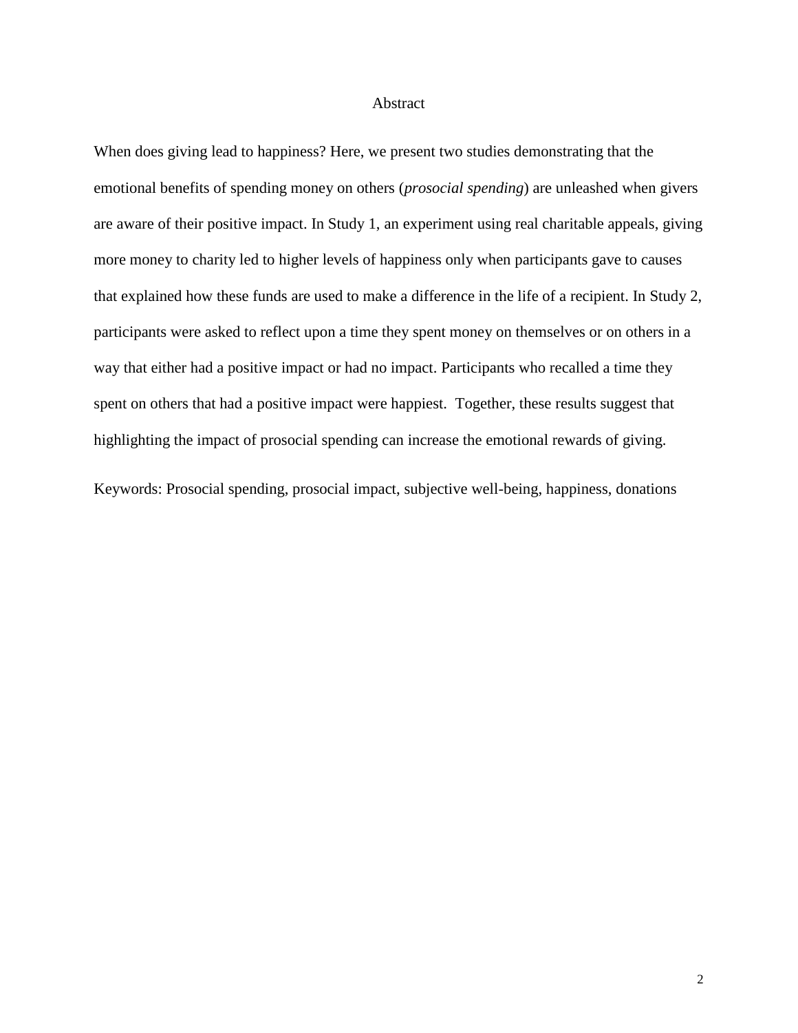# Abstract

When does giving lead to happiness? Here, we present two studies demonstrating that the emotional benefits of spending money on others (*prosocial spending*) are unleashed when givers are aware of their positive impact. In Study 1, an experiment using real charitable appeals, giving more money to charity led to higher levels of happiness only when participants gave to causes that explained how these funds are used to make a difference in the life of a recipient. In Study 2, participants were asked to reflect upon a time they spent money on themselves or on others in a way that either had a positive impact or had no impact. Participants who recalled a time they spent on others that had a positive impact were happiest. Together, these results suggest that highlighting the impact of prosocial spending can increase the emotional rewards of giving.

Keywords: Prosocial spending, prosocial impact, subjective well-being, happiness, donations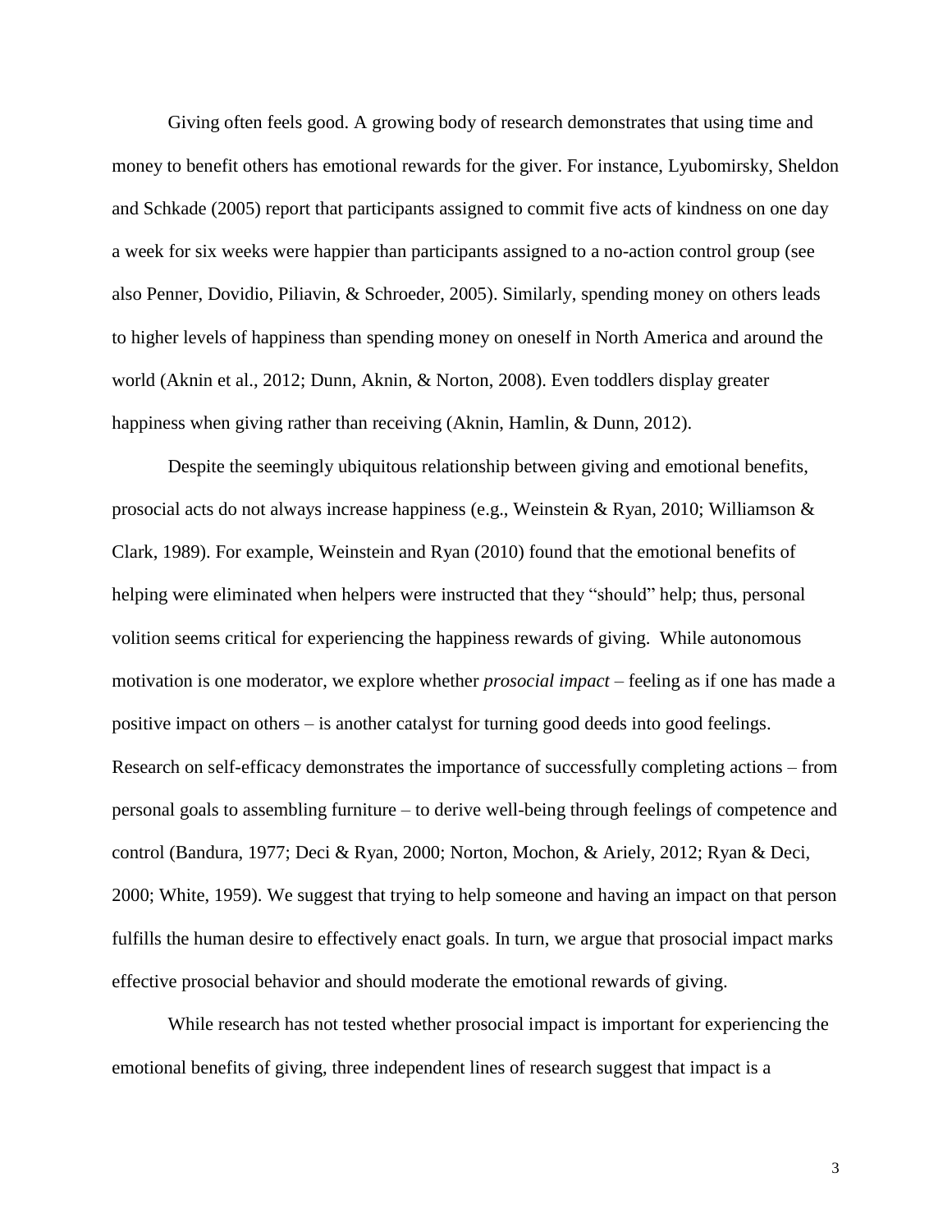Giving often feels good. A growing body of research demonstrates that using time and money to benefit others has emotional rewards for the giver. For instance, Lyubomirsky, Sheldon and Schkade (2005) report that participants assigned to commit five acts of kindness on one day a week for six weeks were happier than participants assigned to a no-action control group (see also Penner, Dovidio, Piliavin, & Schroeder, 2005). Similarly, spending money on others leads to higher levels of happiness than spending money on oneself in North America and around the world (Aknin et al., 2012; Dunn, Aknin, & Norton, 2008). Even toddlers display greater happiness when giving rather than receiving (Aknin, Hamlin, & Dunn, 2012).

Despite the seemingly ubiquitous relationship between giving and emotional benefits, prosocial acts do not always increase happiness (e.g., Weinstein & Ryan, 2010; Williamson & Clark, 1989). For example, Weinstein and Ryan (2010) found that the emotional benefits of helping were eliminated when helpers were instructed that they "should" help; thus, personal volition seems critical for experiencing the happiness rewards of giving. While autonomous motivation is one moderator, we explore whether *prosocial impact* – feeling as if one has made a positive impact on others – is another catalyst for turning good deeds into good feelings. Research on self-efficacy demonstrates the importance of successfully completing actions – from personal goals to assembling furniture – to derive well-being through feelings of competence and control (Bandura, 1977; Deci & Ryan, 2000; Norton, Mochon, & Ariely, 2012; Ryan & Deci, 2000; White, 1959). We suggest that trying to help someone and having an impact on that person fulfills the human desire to effectively enact goals. In turn, we argue that prosocial impact marks effective prosocial behavior and should moderate the emotional rewards of giving.

While research has not tested whether prosocial impact is important for experiencing the emotional benefits of giving, three independent lines of research suggest that impact is a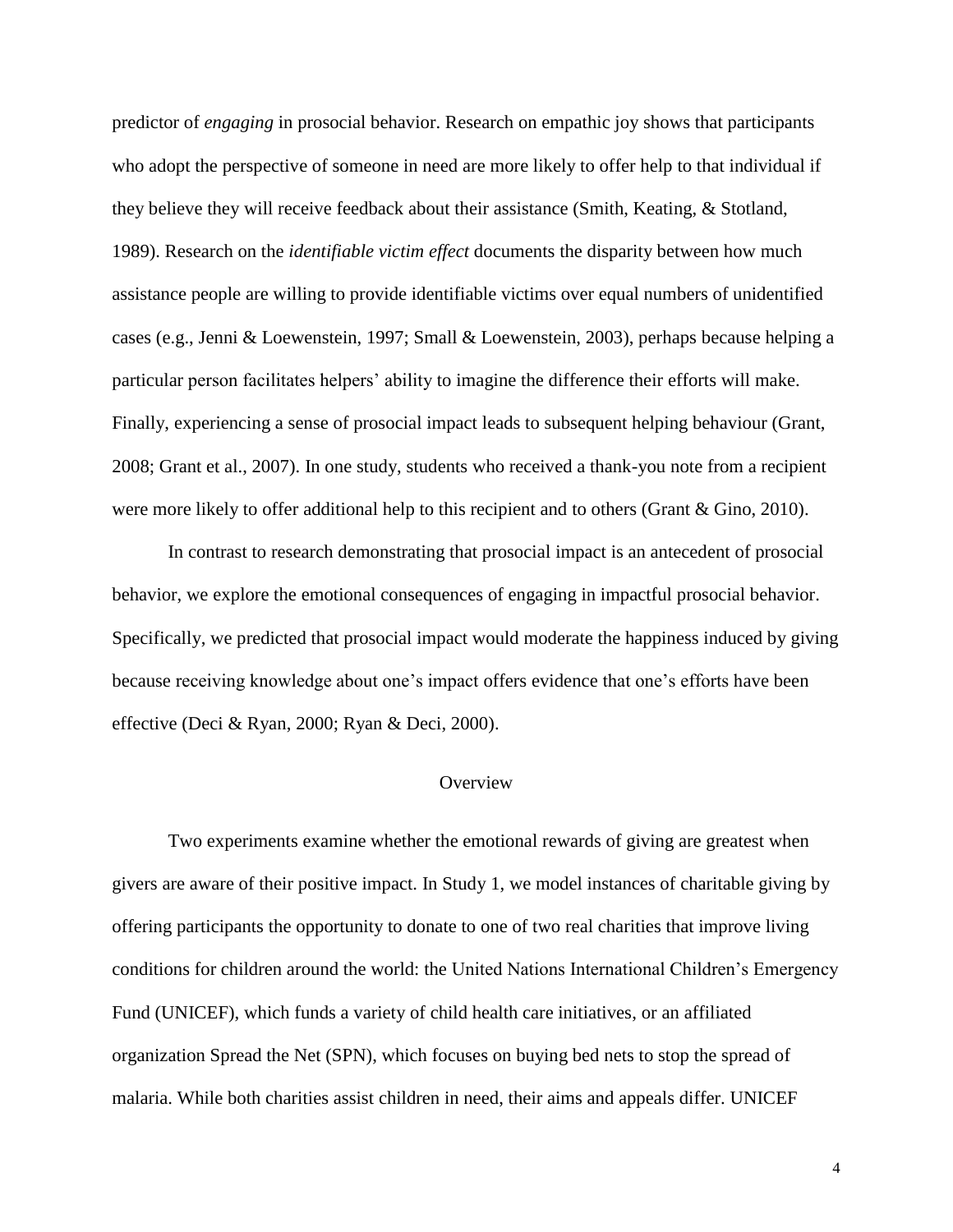predictor of *engaging* in prosocial behavior. Research on empathic joy shows that participants who adopt the perspective of someone in need are more likely to offer help to that individual if they believe they will receive feedback about their assistance (Smith, Keating, & Stotland, 1989). Research on the *identifiable victim effect* documents the disparity between how much assistance people are willing to provide identifiable victims over equal numbers of unidentified cases (e.g., Jenni & Loewenstein, 1997; Small & Loewenstein, 2003), perhaps because helping a particular person facilitates helpers' ability to imagine the difference their efforts will make. Finally, experiencing a sense of prosocial impact leads to subsequent helping behaviour (Grant, 2008; Grant et al., 2007). In one study, students who received a thank-you note from a recipient were more likely to offer additional help to this recipient and to others (Grant & Gino, 2010).

In contrast to research demonstrating that prosocial impact is an antecedent of prosocial behavior, we explore the emotional consequences of engaging in impactful prosocial behavior. Specifically, we predicted that prosocial impact would moderate the happiness induced by giving because receiving knowledge about one's impact offers evidence that one's efforts have been effective (Deci & Ryan, 2000; Ryan & Deci, 2000).

## Overview

Two experiments examine whether the emotional rewards of giving are greatest when givers are aware of their positive impact. In Study 1, we model instances of charitable giving by offering participants the opportunity to donate to one of two real charities that improve living conditions for children around the world: the United Nations International Children's Emergency Fund (UNICEF), which funds a variety of child health care initiatives, or an affiliated organization Spread the Net (SPN), which focuses on buying bed nets to stop the spread of malaria. While both charities assist children in need, their aims and appeals differ. UNICEF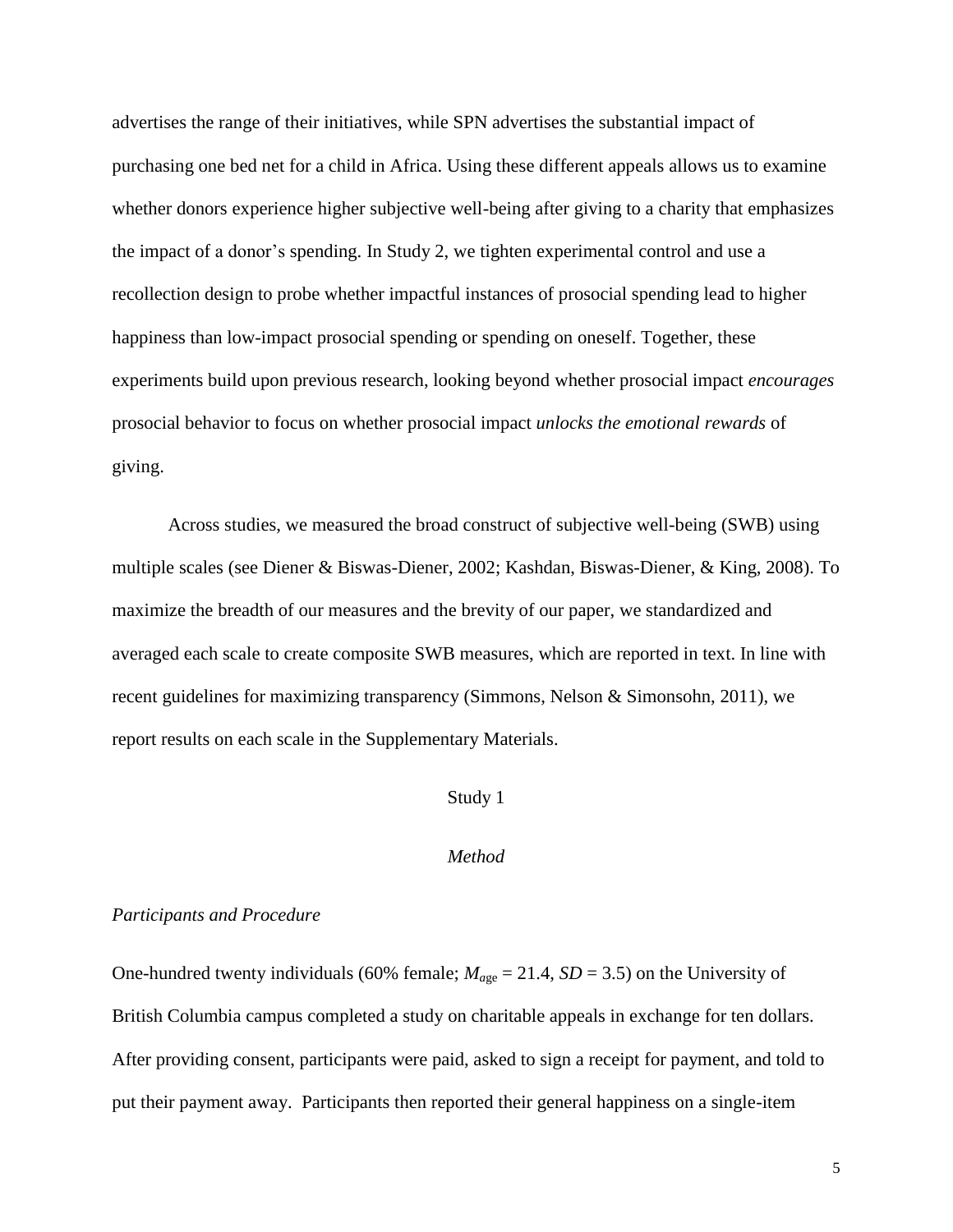advertises the range of their initiatives, while SPN advertises the substantial impact of purchasing one bed net for a child in Africa. Using these different appeals allows us to examine whether donors experience higher subjective well-being after giving to a charity that emphasizes the impact of a donor's spending. In Study 2, we tighten experimental control and use a recollection design to probe whether impactful instances of prosocial spending lead to higher happiness than low-impact prosocial spending or spending on oneself. Together, these experiments build upon previous research, looking beyond whether prosocial impact *encourages* prosocial behavior to focus on whether prosocial impact *unlocks the emotional rewards* of giving.

Across studies, we measured the broad construct of subjective well-being (SWB) using multiple scales (see Diener & Biswas-Diener, 2002; Kashdan, Biswas-Diener, & King, 2008). To maximize the breadth of our measures and the brevity of our paper, we standardized and averaged each scale to create composite SWB measures, which are reported in text. In line with recent guidelines for maximizing transparency (Simmons, Nelson & Simonsohn, 2011), we report results on each scale in the Supplementary Materials.

## Study 1

### *Method*

#### *Participants and Procedure*

One-hundred twenty individuals (60% female; $M_{age} = 21.4$, $SD = 3.5$) on the University of British Columbia campus completed a study on charitable appeals in exchange for ten dollars. After providing consent, participants were paid, asked to sign a receipt for payment, and told to put their payment away. Participants then reported their general happiness on a single-item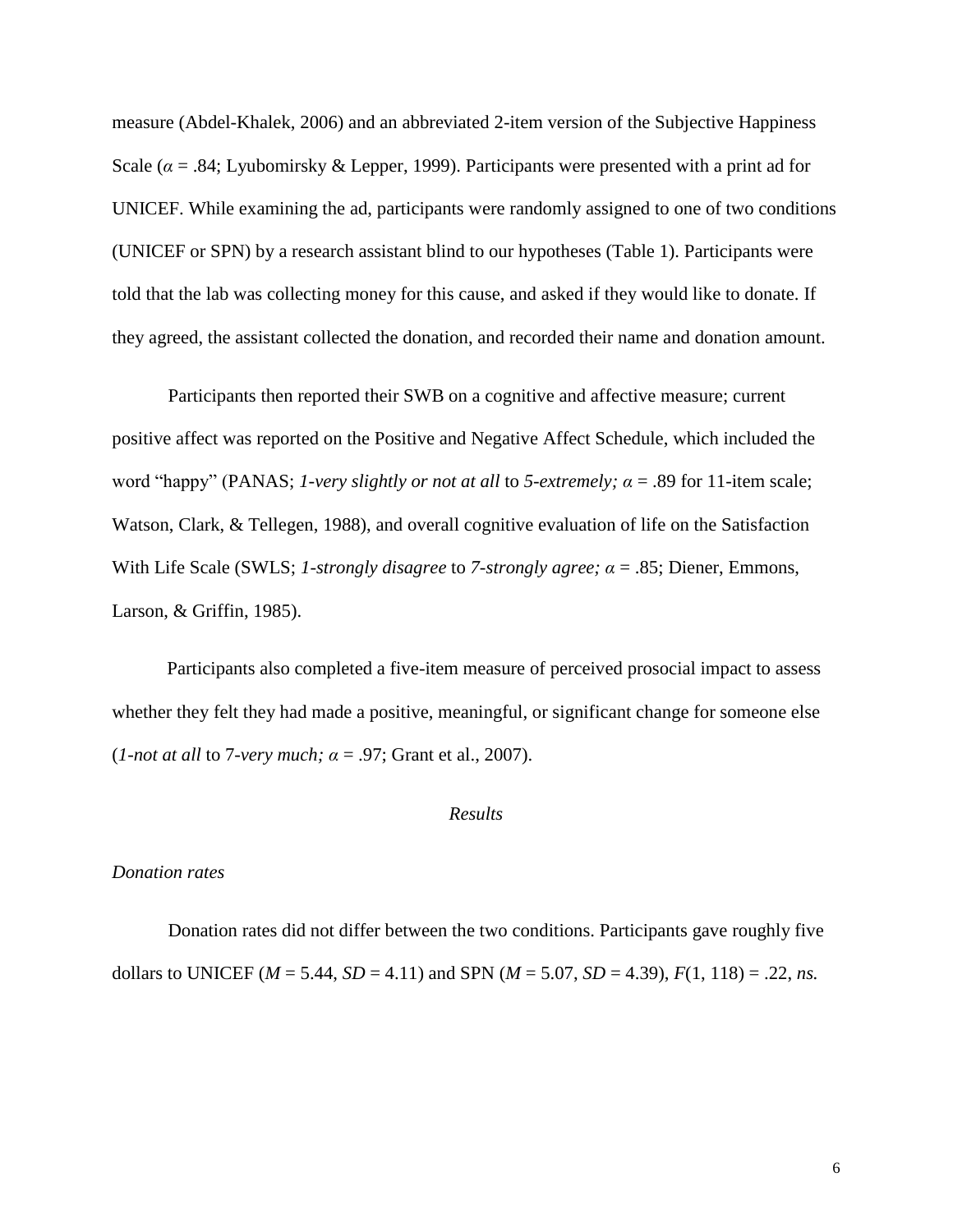measure (Abdel-Khalek, 2006) and an abbreviated 2-item version of the Subjective Happiness Scale ($\alpha$ = .84; Lyubomirsky & Lepper, 1999). Participants were presented with a print ad for UNICEF. While examining the ad, participants were randomly assigned to one of two conditions (UNICEF or SPN) by a research assistant blind to our hypotheses (Table 1). Participants were told that the lab was collecting money for this cause, and asked if they would like to donate. If they agreed, the assistant collected the donation, and recorded their name and donation amount.

Participants then reported their SWB on a cognitive and affective measure; current positive affect was reported on the Positive and Negative Affect Schedule, which included the word "happy" (PANAS; *1-very slightly or not at all* to *5-extremely;* $\alpha$ = .89 for 11-item scale; Watson, Clark, & Tellegen, 1988), and overall cognitive evaluation of life on the Satisfaction With Life Scale (SWLS; *1-strongly disagree* to *7-strongly agree;* $\alpha$ = .85; Diener, Emmons, Larson, & Griffin, 1985).

Participants also completed a five-item measure of perceived prosocial impact to assess whether they felt they had made a positive, meaningful, or significant change for someone else (*1-not at all* to 7-*very much;* $\alpha$ = .97; Grant et al., 2007).

## *Results*

### *Donation rates*

Donation rates did not differ between the two conditions. Participants gave roughly five dollars to UNICEF ($M$ = 5.44, $SD$ = 4.11) and SPN ($M$ = 5.07, $SD$ = 4.39), $F(1, 118)$ = .22, *ns.*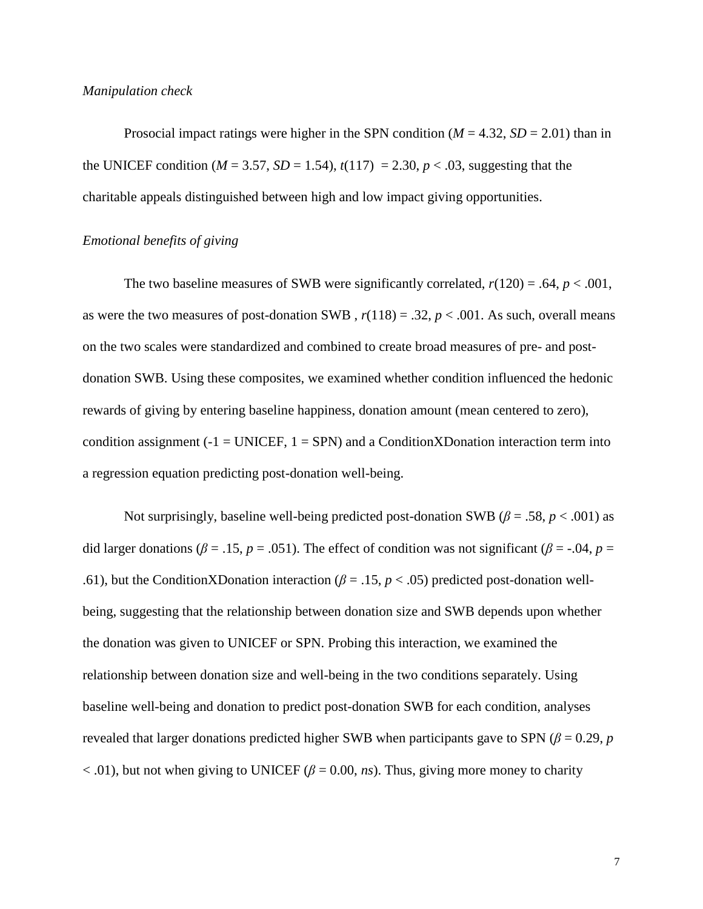*Manipulation check*

Prosocial impact ratings were higher in the SPN condition ($M$ = 4.32, $SD$ = 2.01) than in the UNICEF condition ($M$ = 3.57, $SD$ = 1.54), $t(117)$ = 2.30, $p < .03$, suggesting that the charitable appeals distinguished between high and low impact giving opportunities.

*Emotional benefits of giving*

The two baseline measures of SWB were significantly correlated, $r(120) = .64$, $p < .001$, as were the two measures of post-donation SWB , $r(118) = .32$, $p < .001$. As such, overall means on the two scales were standardized and combined to create broad measures of pre- and post-donation SWB. Using these composites, we examined whether condition influenced the hedonic rewards of giving by entering baseline happiness, donation amount (mean centered to zero), condition assignment (-1 = UNICEF, 1 = SPN) and a ConditionXDonation interaction term into a regression equation predicting post-donation well-being.

Not surprisingly, baseline well-being predicted post-donation SWB ($\beta = .58$, $p < .001$) as did larger donations ($\beta = .15$, $p = .051$). The effect of condition was not significant ($\beta = -.04$, $p = .61$), but the ConditionXDonation interaction ($\beta = .15$, $p < .05$) predicted post-donation well-being, suggesting that the relationship between donation size and SWB depends upon whether the donation was given to UNICEF or SPN. Probing this interaction, we examined the relationship between donation size and well-being in the two conditions separately. Using baseline well-being and donation to predict post-donation SWB for each condition, analyses revealed that larger donations predicted higher SWB when participants gave to SPN ($\beta = 0.29$, $p < .01$), but not when giving to UNICEF ($\beta = 0.00$, *ns*). Thus, giving more money to charity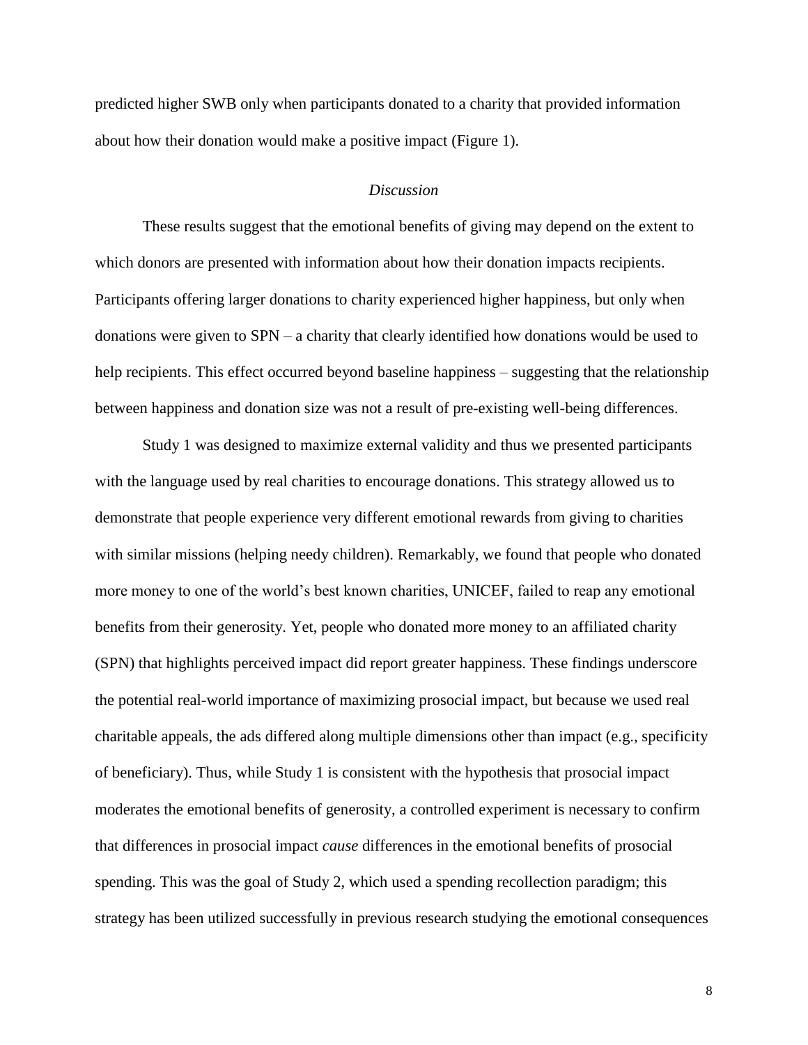predicted higher SWB only when participants donated to a charity that provided information about how their donation would make a positive impact (Figure 1).

### *Discussion*

These results suggest that the emotional benefits of giving may depend on the extent to which donors are presented with information about how their donation impacts recipients. Participants offering larger donations to charity experienced higher happiness, but only when donations were given to SPN – a charity that clearly identified how donations would be used to help recipients. This effect occurred beyond baseline happiness – suggesting that the relationship between happiness and donation size was not a result of pre-existing well-being differences.

Study 1 was designed to maximize external validity and thus we presented participants with the language used by real charities to encourage donations. This strategy allowed us to demonstrate that people experience very different emotional rewards from giving to charities with similar missions (helping needy children). Remarkably, we found that people who donated more money to one of the world's best known charities, UNICEF, failed to reap any emotional benefits from their generosity. Yet, people who donated more money to an affiliated charity (SPN) that highlights perceived impact did report greater happiness. These findings underscore the potential real-world importance of maximizing prosocial impact, but because we used real charitable appeals, the ads differed along multiple dimensions other than impact (e.g., specificity of beneficiary). Thus, while Study 1 is consistent with the hypothesis that prosocial impact moderates the emotional benefits of generosity, a controlled experiment is necessary to confirm that differences in prosocial impact *cause* differences in the emotional benefits of prosocial spending. This was the goal of Study 2, which used a spending recollection paradigm; this strategy has been utilized successfully in previous research studying the emotional consequences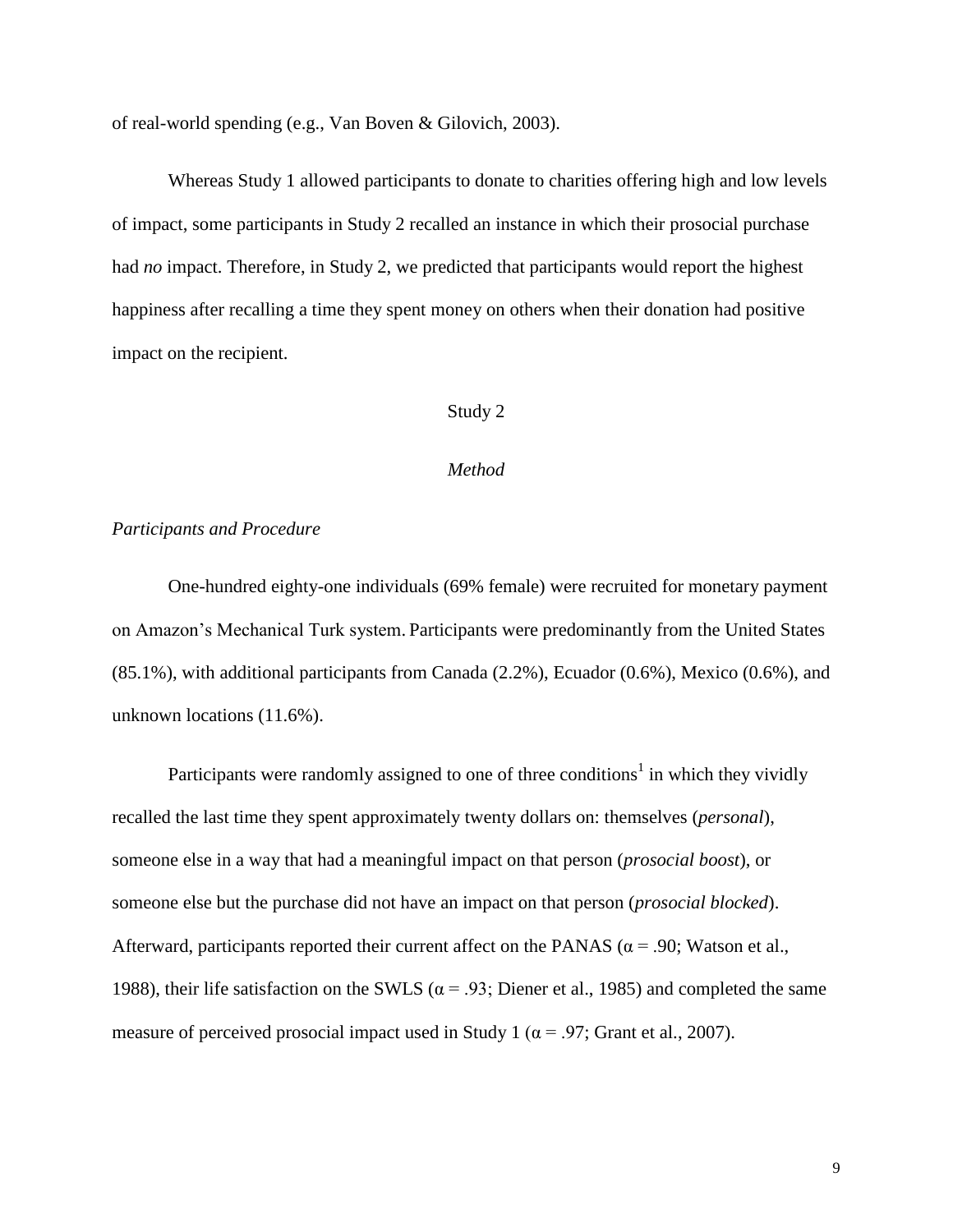of real-world spending (e.g., Van Boven & Gilovich, 2003).

Whereas Study 1 allowed participants to donate to charities offering high and low levels of impact, some participants in Study 2 recalled an instance in which their prosocial purchase had *no* impact. Therefore, in Study 2, we predicted that participants would report the highest happiness after recalling a time they spent money on others when their donation had positive impact on the recipient.

## Study 2

### *Method*

#### *Participants and Procedure*

One-hundred eighty-one individuals (69% female) were recruited for monetary payment on Amazon's Mechanical Turk system. Participants were predominantly from the United States (85.1%), with additional participants from Canada (2.2%), Ecuador (0.6%), Mexico (0.6%), and unknown locations (11.6%).

Participants were randomly assigned to one of three conditions[1] in which they vividly recalled the last time they spent approximately twenty dollars on: themselves (*personal*), someone else in a way that had a meaningful impact on that person (*prosocial boost*), or someone else but the purchase did not have an impact on that person (*prosocial blocked*). Afterward, participants reported their current affect on the PANAS ($\alpha = .90$; Watson et al., 1988), their life satisfaction on the SWLS ($\alpha = .93$; Diener et al., 1985) and completed the same measure of perceived prosocial impact used in Study 1 ($\alpha = .97$; Grant et al., 2007).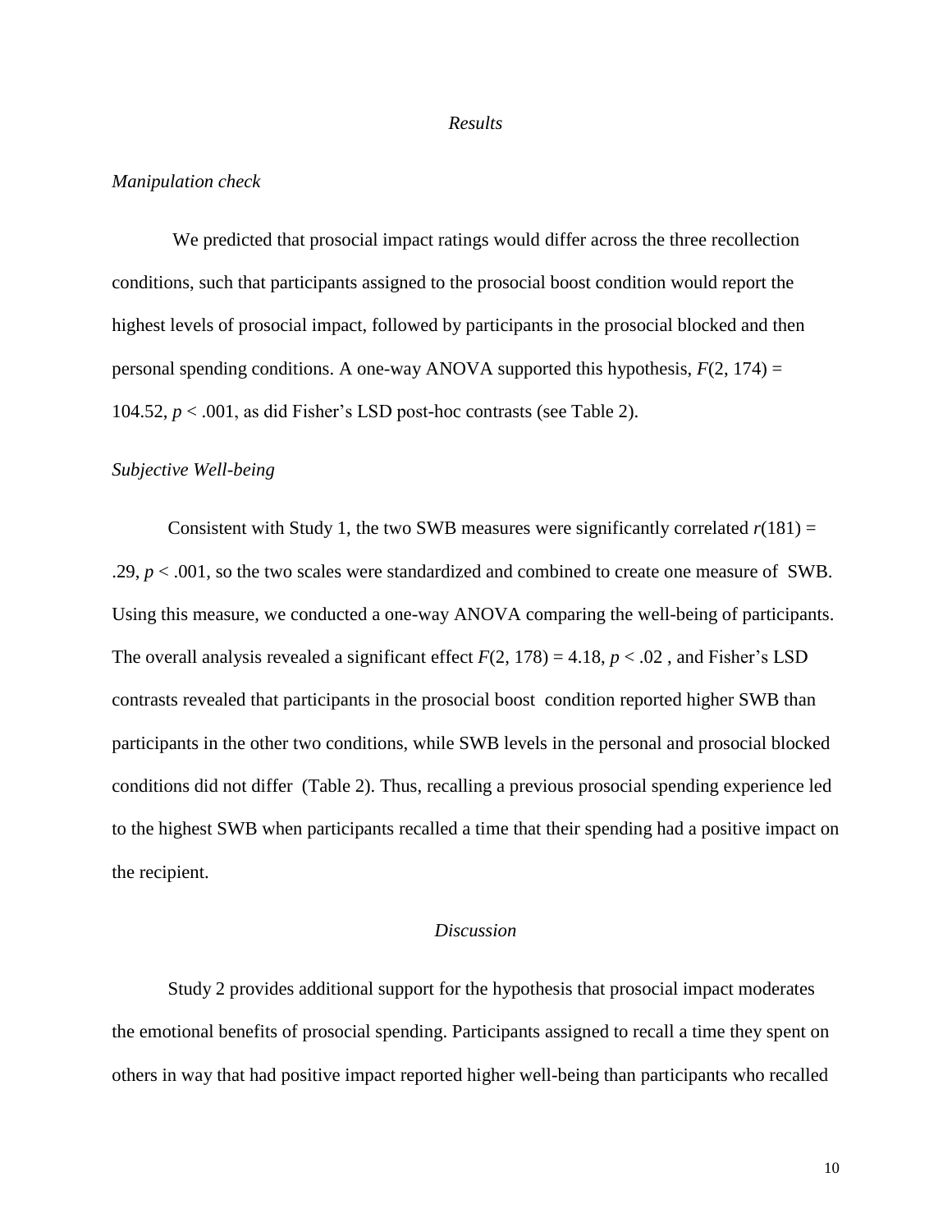## *Results*

### *Manipulation check*

We predicted that prosocial impact ratings would differ across the three recollection conditions, such that participants assigned to the prosocial boost condition would report the highest levels of prosocial impact, followed by participants in the prosocial blocked and then personal spending conditions. A one-way ANOVA supported this hypothesis, $F(2, 174) = 104.52$, $p < .001$, as did Fisher's LSD post-hoc contrasts (see Table 2).

### *Subjective Well-being*

Consistent with Study 1, the two SWB measures were significantly correlated $r(181) = .29$, $p < .001$, so the two scales were standardized and combined to create one measure of SWB. Using this measure, we conducted a one-way ANOVA comparing the well-being of participants. The overall analysis revealed a significant effect $F(2, 178) = 4.18$, $p < .02$ , and Fisher's LSD contrasts revealed that participants in the prosocial boost condition reported higher SWB than participants in the other two conditions, while SWB levels in the personal and prosocial blocked conditions did not differ (Table 2). Thus, recalling a previous prosocial spending experience led to the highest SWB when participants recalled a time that their spending had a positive impact on the recipient.

## *Discussion*

Study 2 provides additional support for the hypothesis that prosocial impact moderates the emotional benefits of prosocial spending. Participants assigned to recall a time they spent on others in way that had positive impact reported higher well-being than participants who recalled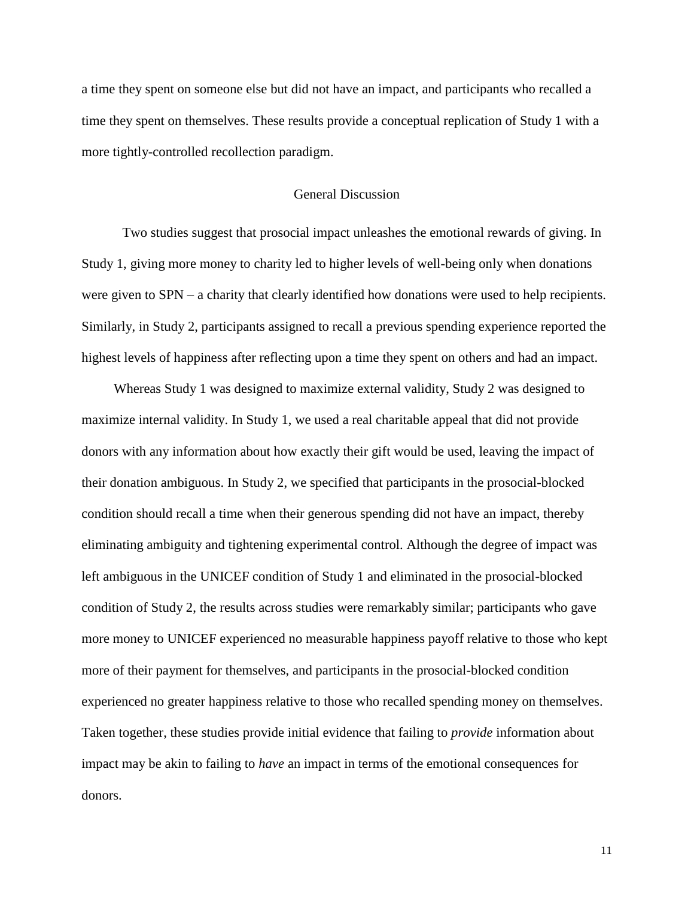a time they spent on someone else but did not have an impact, and participants who recalled a time they spent on themselves. These results provide a conceptual replication of Study 1 with a more tightly-controlled recollection paradigm.

## General Discussion

Two studies suggest that prosocial impact unleashes the emotional rewards of giving. In Study 1, giving more money to charity led to higher levels of well-being only when donations were given to SPN – a charity that clearly identified how donations were used to help recipients. Similarly, in Study 2, participants assigned to recall a previous spending experience reported the highest levels of happiness after reflecting upon a time they spent on others and had an impact.

Whereas Study 1 was designed to maximize external validity, Study 2 was designed to maximize internal validity. In Study 1, we used a real charitable appeal that did not provide donors with any information about how exactly their gift would be used, leaving the impact of their donation ambiguous. In Study 2, we specified that participants in the prosocial-blocked condition should recall a time when their generous spending did not have an impact, thereby eliminating ambiguity and tightening experimental control. Although the degree of impact was left ambiguous in the UNICEF condition of Study 1 and eliminated in the prosocial-blocked condition of Study 2, the results across studies were remarkably similar; participants who gave more money to UNICEF experienced no measurable happiness payoff relative to those who kept more of their payment for themselves, and participants in the prosocial-blocked condition experienced no greater happiness relative to those who recalled spending money on themselves. Taken together, these studies provide initial evidence that failing to *provide* information about impact may be akin to failing to *have* an impact in terms of the emotional consequences for donors.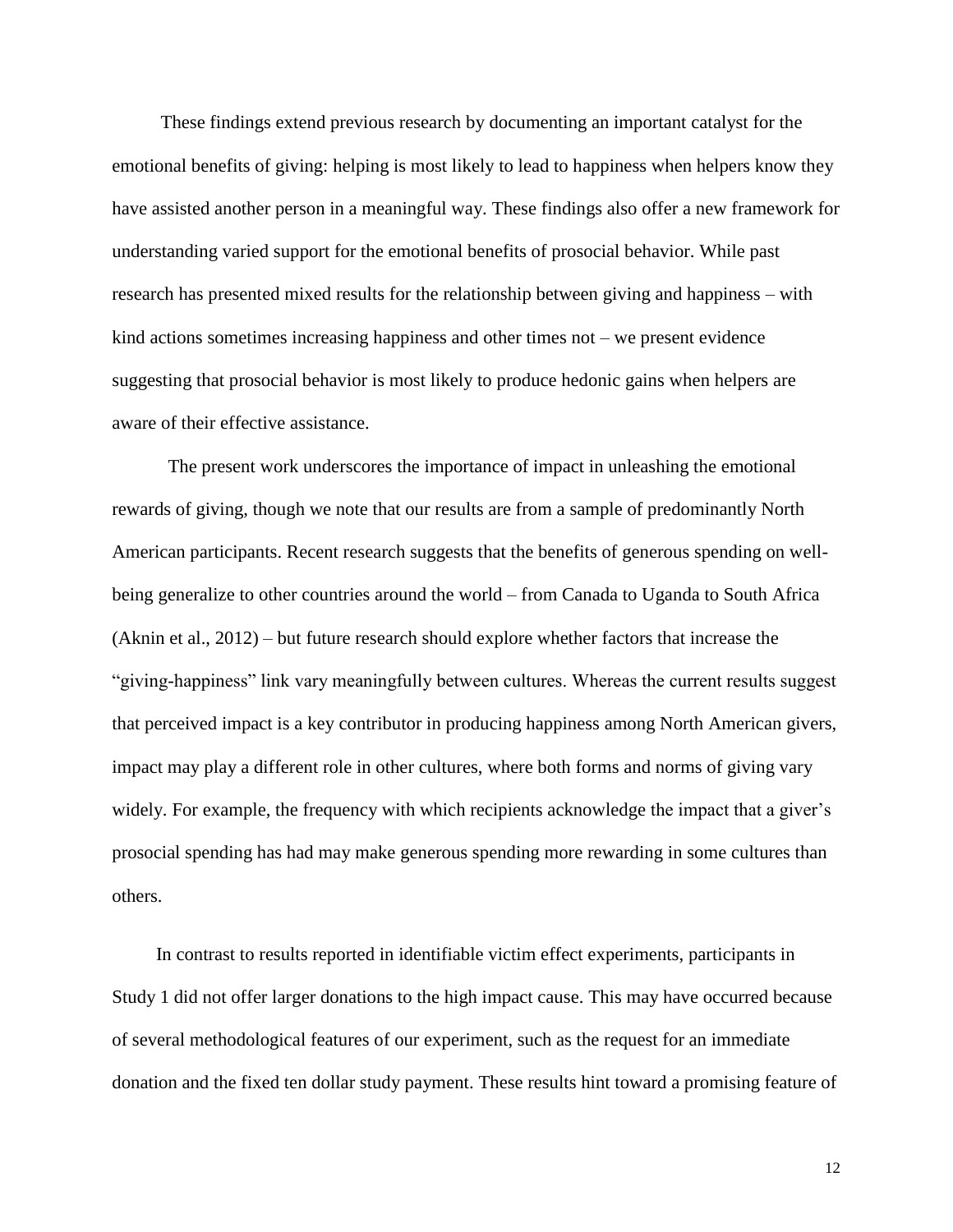These findings extend previous research by documenting an important catalyst for the emotional benefits of giving: helping is most likely to lead to happiness when helpers know they have assisted another person in a meaningful way. These findings also offer a new framework for understanding varied support for the emotional benefits of prosocial behavior. While past research has presented mixed results for the relationship between giving and happiness – with kind actions sometimes increasing happiness and other times not – we present evidence suggesting that prosocial behavior is most likely to produce hedonic gains when helpers are aware of their effective assistance.

The present work underscores the importance of impact in unleashing the emotional rewards of giving, though we note that our results are from a sample of predominantly North American participants. Recent research suggests that the benefits of generous spending on well-being generalize to other countries around the world – from Canada to Uganda to South Africa (Aknin et al., 2012) – but future research should explore whether factors that increase the "giving-happiness" link vary meaningfully between cultures. Whereas the current results suggest that perceived impact is a key contributor in producing happiness among North American givers, impact may play a different role in other cultures, where both forms and norms of giving vary widely. For example, the frequency with which recipients acknowledge the impact that a giver's prosocial spending has had may make generous spending more rewarding in some cultures than others.

In contrast to results reported in identifiable victim effect experiments, participants in Study 1 did not offer larger donations to the high impact cause. This may have occurred because of several methodological features of our experiment, such as the request for an immediate donation and the fixed ten dollar study payment. These results hint toward a promising feature of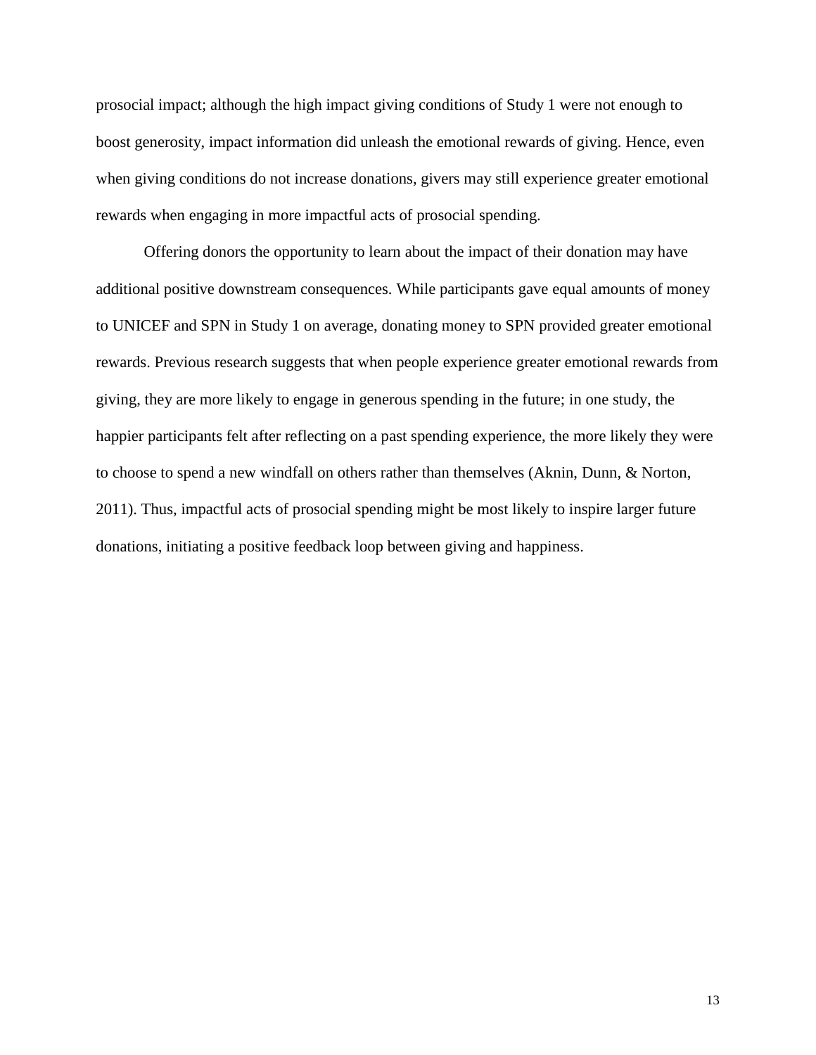prosocial impact; although the high impact giving conditions of Study 1 were not enough to boost generosity, impact information did unleash the emotional rewards of giving. Hence, even when giving conditions do not increase donations, givers may still experience greater emotional rewards when engaging in more impactful acts of prosocial spending.

Offering donors the opportunity to learn about the impact of their donation may have additional positive downstream consequences. While participants gave equal amounts of money to UNICEF and SPN in Study 1 on average, donating money to SPN provided greater emotional rewards. Previous research suggests that when people experience greater emotional rewards from giving, they are more likely to engage in generous spending in the future; in one study, the happier participants felt after reflecting on a past spending experience, the more likely they were to choose to spend a new windfall on others rather than themselves (Aknin, Dunn, & Norton, 2011). Thus, impactful acts of prosocial spending might be most likely to inspire larger future donations, initiating a positive feedback loop between giving and happiness.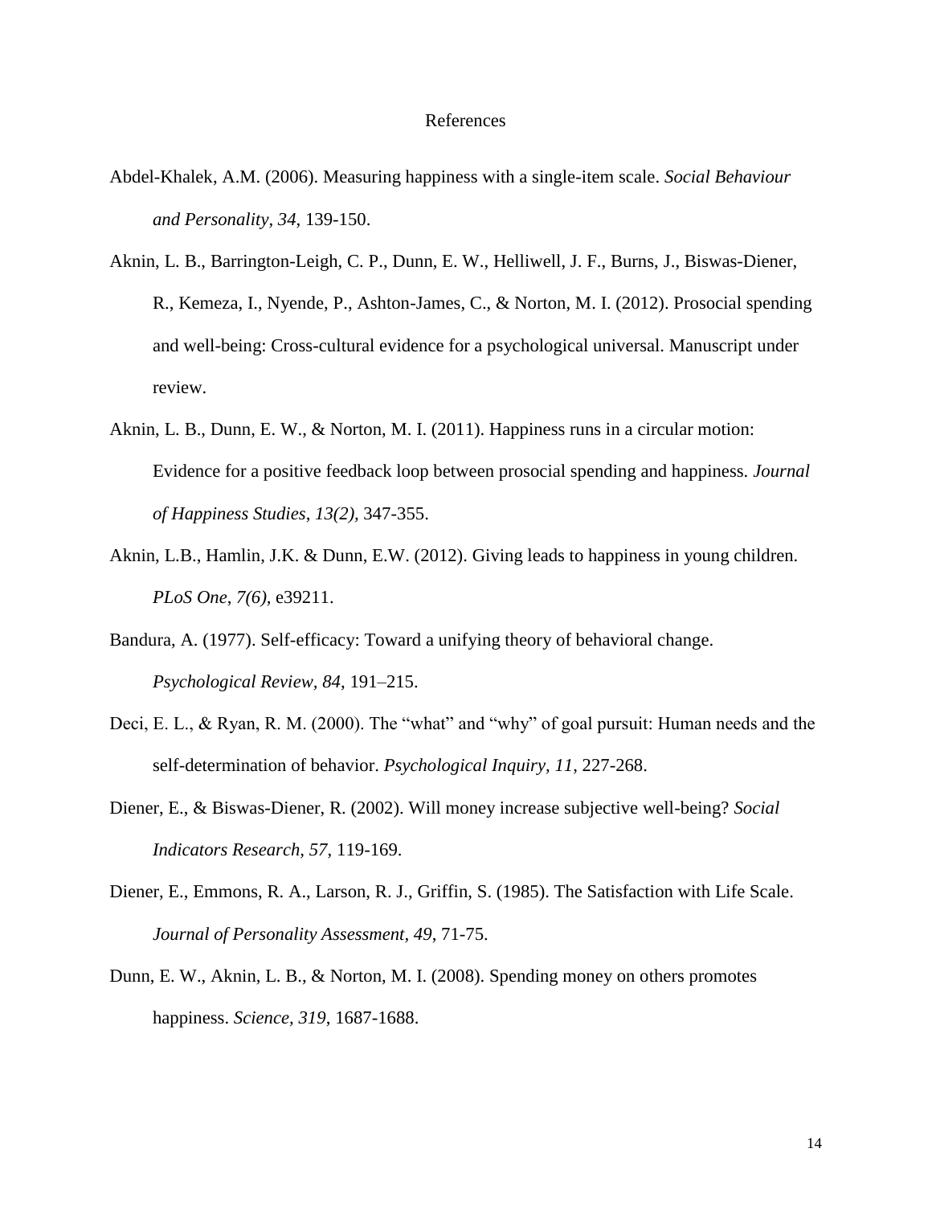# References

Abdel-Khalek, A.M. (2006). Measuring happiness with a single-item scale. *Social Behaviour and Personality, 34*, 139-150.

Aknin, L. B., Barrington-Leigh, C. P., Dunn, E. W., Helliwell, J. F., Burns, J., Biswas-Diener, R., Kemeza, I., Nyende, P., Ashton-James, C., & Norton, M. I. (2012). Prosocial spending and well-being: Cross-cultural evidence for a psychological universal. Manuscript under review.

Aknin, L. B., Dunn, E. W., & Norton, M. I. (2011). Happiness runs in a circular motion: Evidence for a positive feedback loop between prosocial spending and happiness. *Journal of Happiness Studies*, *13(2)*, 347-355.

Aknin, L.B., Hamlin, J.K. & Dunn, E.W. (2012). Giving leads to happiness in young children. *PLoS One*, *7(6)*, e39211.

Bandura, A. (1977). Self-efficacy: Toward a unifying theory of behavioral change. *Psychological Review, 84*, 191–215.

Deci, E. L., & Ryan, R. M. (2000). The "what" and "why" of goal pursuit: Human needs and the self-determination of behavior. *Psychological Inquiry, 11*, 227-268.

Diener, E., & Biswas-Diener, R. (2002). Will money increase subjective well-being? *Social Indicators Research, 57*, 119-169.

Diener, E., Emmons, R. A., Larson, R. J., Griffin, S. (1985). The Satisfaction with Life Scale. *Journal of Personality Assessment, 49*, 71-75.

Dunn, E. W., Aknin, L. B., & Norton, M. I. (2008). Spending money on others promotes happiness. *Science, 319*, 1687-1688.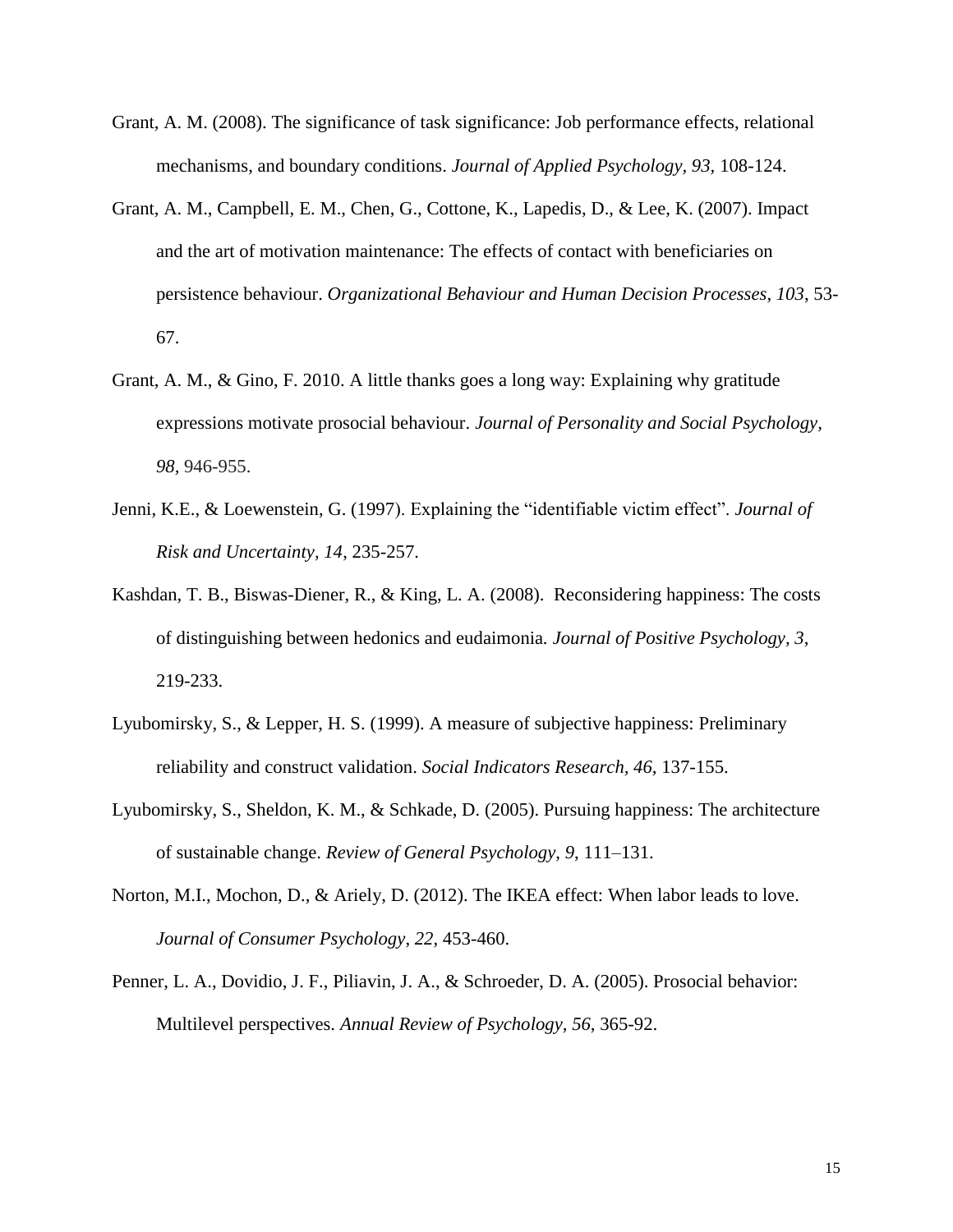Grant, A. M. (2008). The significance of task significance: Job performance effects, relational mechanisms, and boundary conditions. *Journal of Applied Psychology, 93*, 108-124.

Grant, A. M., Campbell, E. M., Chen, G., Cottone, K., Lapedis, D., & Lee, K. (2007). Impact and the art of motivation maintenance: The effects of contact with beneficiaries on persistence behaviour. *Organizational Behaviour and Human Decision Processes, 103*, 53-67.

Grant, A. M., & Gino, F. 2010. A little thanks goes a long way: Explaining why gratitude expressions motivate prosocial behaviour. *Journal of Personality and Social Psychology, 98*, 946-955.

Jenni, K.E., & Loewenstein, G. (1997). Explaining the "identifiable victim effect". *Journal of Risk and Uncertainty, 14*, 235-257.

Kashdan, T. B., Biswas-Diener, R., & King, L. A. (2008). Reconsidering happiness: The costs of distinguishing between hedonics and eudaimonia. *Journal of Positive Psychology, 3*, 219-233.

Lyubomirsky, S., & Lepper, H. S. (1999). A measure of subjective happiness: Preliminary reliability and construct validation. *Social Indicators Research, 46*, 137-155.

Lyubomirsky, S., Sheldon, K. M., & Schkade, D. (2005). Pursuing happiness: The architecture of sustainable change. *Review of General Psychology, 9*, 111–131.

Norton, M.I., Mochon, D., & Ariely, D. (2012). The IKEA effect: When labor leads to love. *Journal of Consumer Psychology*, *22*, 453-460.

Penner, L. A., Dovidio, J. F., Piliavin, J. A., & Schroeder, D. A. (2005). Prosocial behavior: Multilevel perspectives. *Annual Review of Psychology*, *56*, 365-92.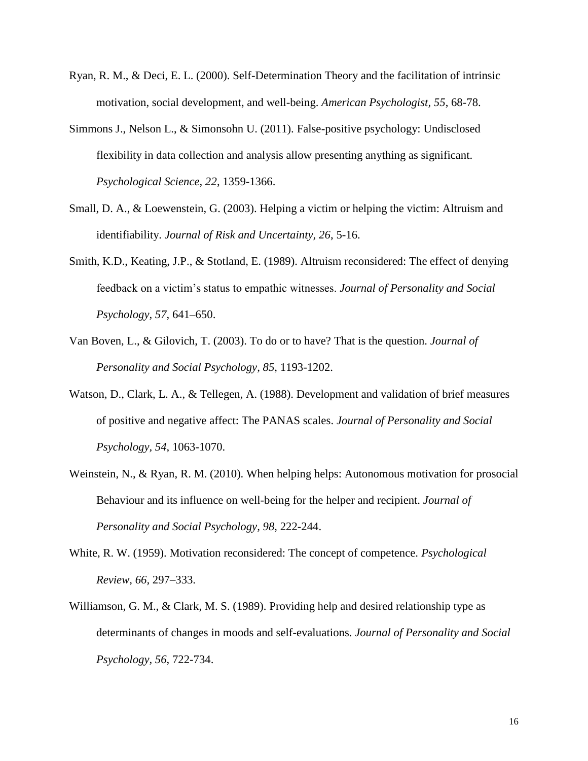Ryan, R. M., & Deci, E. L. (2000). Self-Determination Theory and the facilitation of intrinsic motivation, social development, and well-being. *American Psychologist, 55*, 68-78.

Simmons J., Nelson L., & Simonsohn U. (2011). False-positive psychology: Undisclosed flexibility in data collection and analysis allow presenting anything as significant. *Psychological Science, 22*, 1359-1366.

Small, D. A., & Loewenstein, G. (2003). Helping a victim or helping the victim: Altruism and identifiability. *Journal of Risk and Uncertainty, 26*, 5-16.

Smith, K.D., Keating, J.P., & Stotland, E. (1989). Altruism reconsidered: The effect of denying feedback on a victim's status to empathic witnesses. *Journal of Personality and Social Psychology, 57*, 641–650.

Van Boven, L., & Gilovich, T. (2003). To do or to have? That is the question. *Journal of Personality and Social Psychology, 85*, 1193-1202.

Watson, D., Clark, L. A., & Tellegen, A. (1988). Development and validation of brief measures of positive and negative affect: The PANAS scales. *Journal of Personality and Social Psychology, 54*, 1063-1070.

Weinstein, N., & Ryan, R. M. (2010). When helping helps: Autonomous motivation for prosocial Behaviour and its influence on well-being for the helper and recipient. *Journal of Personality and Social Psychology, 98*, 222-244.

White, R. W. (1959). Motivation reconsidered: The concept of competence. *Psychological Review, 66*, 297–333.

Williamson, G. M., & Clark, M. S. (1989). Providing help and desired relationship type as determinants of changes in moods and self-evaluations. *Journal of Personality and Social Psychology, 56*, 722-734.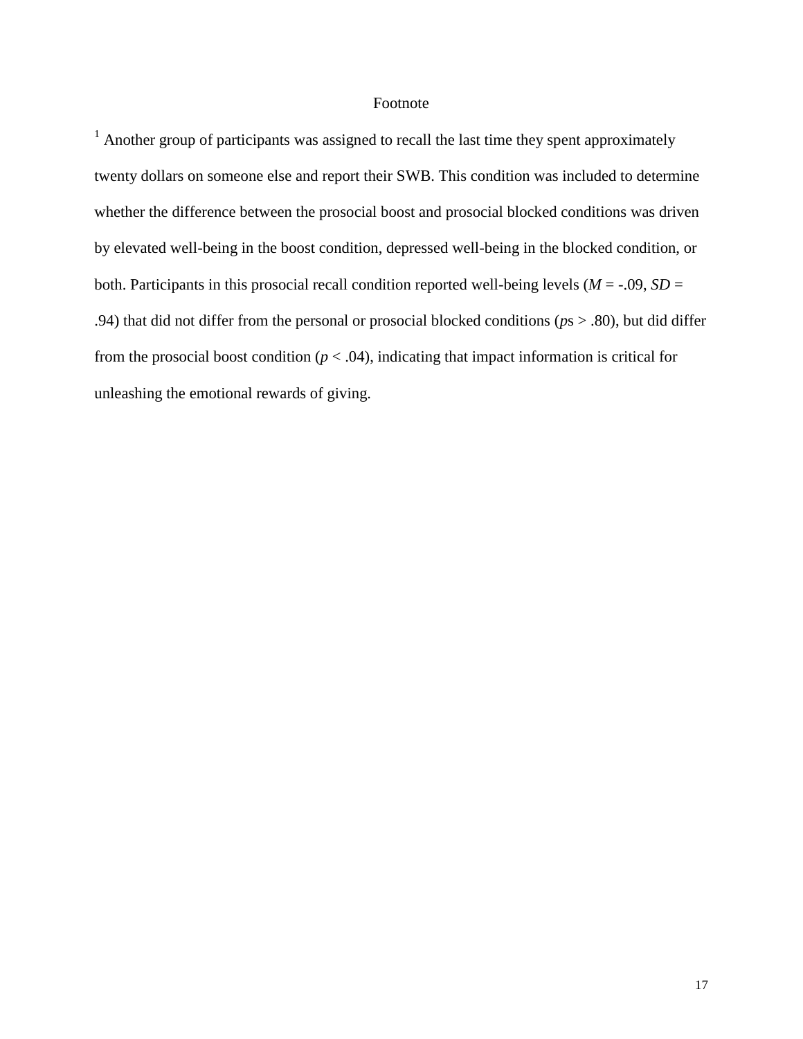# Footnote

[1] Another group of participants was assigned to recall the last time they spent approximately twenty dollars on someone else and report their SWB. This condition was included to determine whether the difference between the prosocial boost and prosocial blocked conditions was driven by elevated well-being in the boost condition, depressed well-being in the blocked condition, or both. Participants in this prosocial recall condition reported well-being levels ($M$ = -.09, $SD$ = .94) that did not differ from the personal or prosocial blocked conditions ($p$s > .80), but did differ from the prosocial boost condition ($p < .04$), indicating that impact information is critical for unleashing the emotional rewards of giving.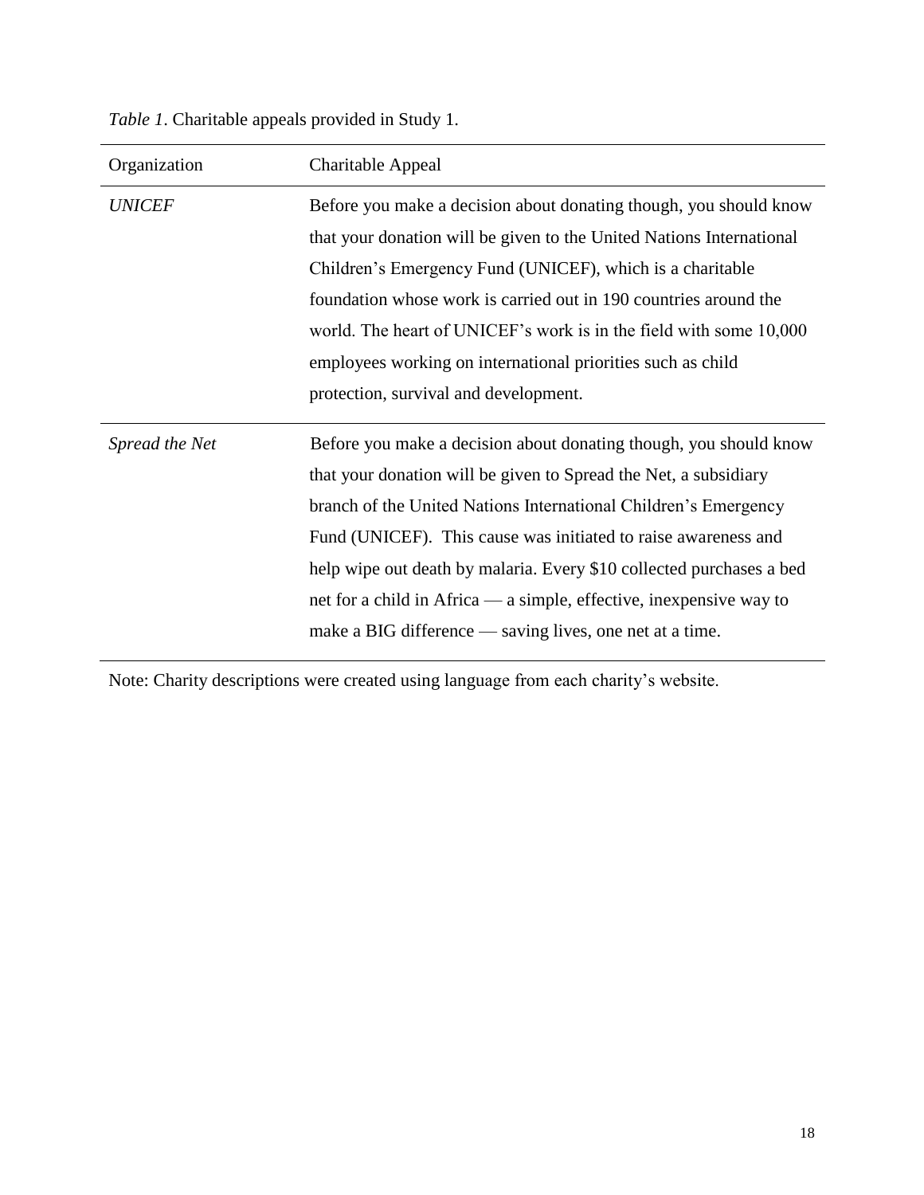*Table 1*. Charitable appeals provided in Study 1.

| Organization | Charitable Appeal |
| --- | --- |
| *UNICEF* | Before you make a decision about donating though, you should know that your donation will be given to the United Nations International Children's Emergency Fund (UNICEF), which is a charitable foundation whose work is carried out in 190 countries around the world. The heart of UNICEF's work is in the field with some 10,000 employees working on international priorities such as child protection, survival and development. |
| *Spread the Net* | Before you make a decision about donating though, you should know that your donation will be given to Spread the Net, a subsidiary branch of the United Nations International Children's Emergency Fund (UNICEF). This cause was initiated to raise awareness and help wipe out death by malaria. Every $10 collected purchases a bed net for a child in Africa — a simple, effective, inexpensive way to make a BIG difference — saving lives, one net at a time. |

Note: Charity descriptions were created using language from each charity's website.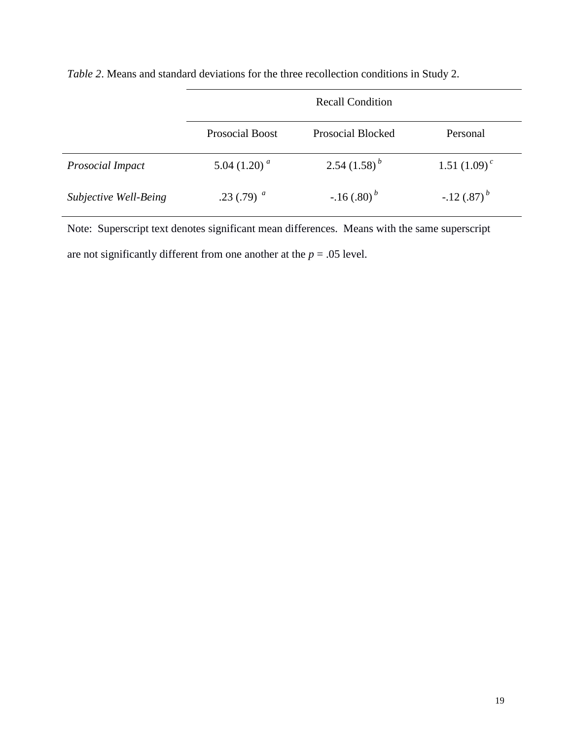*Table 2*. Means and standard deviations for the three recollection conditions in Study 2.

| | Recall Condition | | |
|---|---|---|---|
| | Prosocial Boost | Prosocial Blocked | Personal |
| *Prosocial Impact* | 5.04 (1.20) [a] | 2.54 (1.58) [b] | 1.51 (1.09) [c] |
| *Subjective Well-Being* | .23 (.79) [a] | -.16 (.80) [b] | -.12 (.87) [b] |

Note: Superscript text denotes significant mean differences. Means with the same superscript are not significantly different from one another at the $p = .05$ level.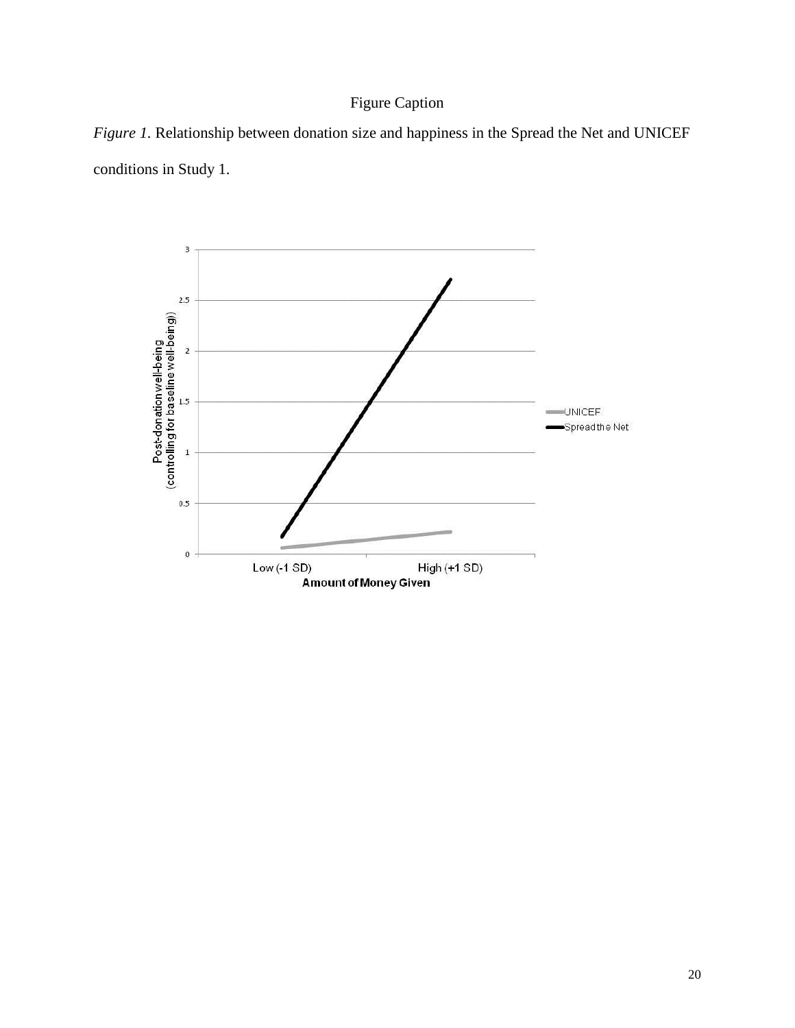Figure Caption

*Figure 1.* Relationship between donation size and happiness in the Spread the Net and UNICEF conditions in Study 1.

Post-donation well-being (controlling for baseline well-being)

3

2.5

2

1.5

1

0.5

0

Low (-1 SD)

High (+1 SD)

Amount of Money Given

UNICEF

Spread the Net